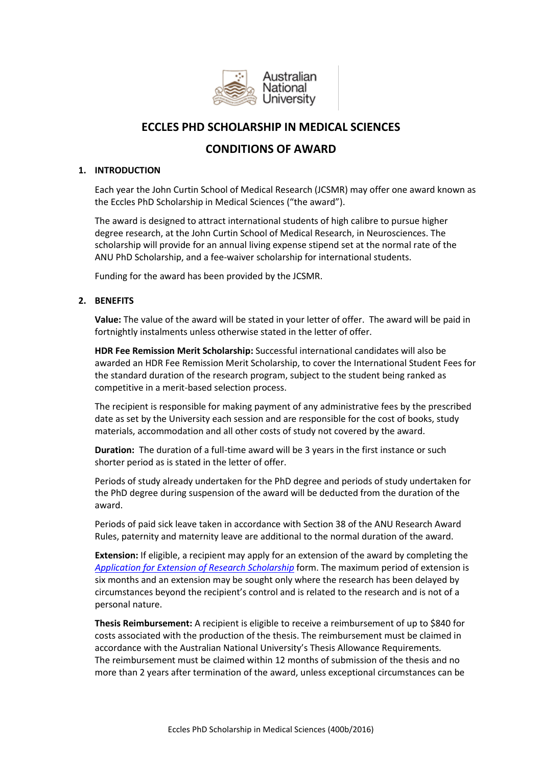# ECCLES PHD SCHOLARSHIP IN MEDICAL SCIENCES

## CONDITIONS OF AWARD

### 1. INTRODUCTION

Each year the John Curtin School of Medical Research (JCSMR) may offer one award known as the Eccles PhD Scholarship in Medical Sciences ("the award").

The award is designed to attract international students of high calibre to pursue higher degree research, at the John Curtin School of Medical Research, in Neurosciences. The scholarship will provide for an annual living expense stipend set at the normal rate of the ANU PhD Scholarship, and a fee-waiver scholarship for international students.

Funding for the award has been provided by the JCSMR.

### 2. BENEFITS

**Value:** The value of the award will be stated in your letter of offer. The award will be paid in fortnightly instalments unless otherwise stated in the letter of offer.

**HDR Fee Remission Merit Scholarship:** Successful international candidates will also be awarded an HDR Fee Remission Merit Scholarship, to cover the International Student Fees for the standard duration of the research program, subject to the student being ranked as competitive in a merit-based selection process.

The recipient is responsible for making payment of any administrative fees by the prescribed date as set by the University each session and are responsible for the cost of books, study materials, accommodation and all other costs of study not covered by the award.

**Duration:** The duration of a full-time award will be 3 years in the first instance or such shorter period as is stated in the letter of offer.

Periods of study already undertaken for the PhD degree and periods of study undertaken for the PhD degree during suspension of the award will be deducted from the duration of the award.

Periods of paid sick leave taken in accordance with Section 38 of the ANU Research Award Rules, paternity and maternity leave are additional to the normal duration of the award.

**Extension:** If eligible, a recipient may apply for an extension of the award by completing the *Application for Extension of Research Scholarship* form. The maximum period of extension is six months and an extension may be sought only where the research has been delayed by circumstances beyond the recipient's control and is related to the research and is not of a personal nature.

**Thesis Reimbursement:** A recipient is eligible to receive a reimbursement of up to $840 for costs associated with the production of the thesis. The reimbursement must be claimed in accordance with the Australian National University's Thesis Allowance Requirements. The reimbursement must be claimed within 12 months of submission of the thesis and no more than 2 years after termination of the award, unless exceptional circumstances can be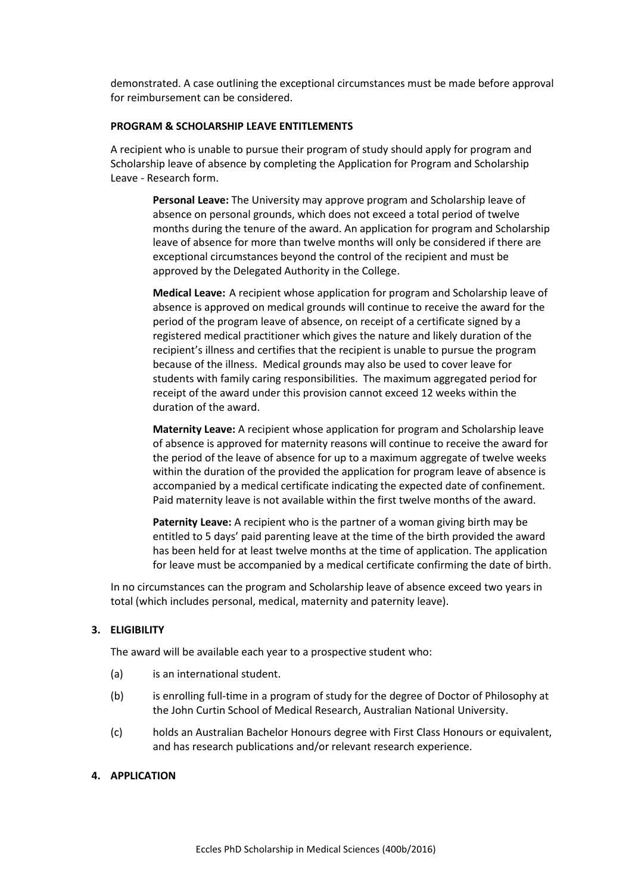demonstrated. A case outlining the exceptional circumstances must be made before approval for reimbursement can be considered.

**PROGRAM & SCHOLARSHIP LEAVE ENTITLEMENTS**

A recipient who is unable to pursue their program of study should apply for program and Scholarship leave of absence by completing the Application for Program and Scholarship Leave - Research form.

> **Personal Leave:** The University may approve program and Scholarship leave of absence on personal grounds, which does not exceed a total period of twelve months during the tenure of the award. An application for program and Scholarship leave of absence for more than twelve months will only be considered if there are exceptional circumstances beyond the control of the recipient and must be approved by the Delegated Authority in the College.
>
> **Medical Leave:** A recipient whose application for program and Scholarship leave of absence is approved on medical grounds will continue to receive the award for the period of the program leave of absence, on receipt of a certificate signed by a registered medical practitioner which gives the nature and likely duration of the recipient's illness and certifies that the recipient is unable to pursue the program because of the illness. Medical grounds may also be used to cover leave for students with family caring responsibilities. The maximum aggregated period for receipt of the award under this provision cannot exceed 12 weeks within the duration of the award.
>
> **Maternity Leave:** A recipient whose application for program and Scholarship leave of absence is approved for maternity reasons will continue to receive the award for the period of the leave of absence for up to a maximum aggregate of twelve weeks within the duration of the provided the application for program leave of absence is accompanied by a medical certificate indicating the expected date of confinement. Paid maternity leave is not available within the first twelve months of the award.
>
> **Paternity Leave:** A recipient who is the partner of a woman giving birth may be entitled to 5 days' paid parenting leave at the time of the birth provided the award has been held for at least twelve months at the time of application. The application for leave must be accompanied by a medical certificate confirming the date of birth.

In no circumstances can the program and Scholarship leave of absence exceed two years in total (which includes personal, medical, maternity and paternity leave).

**3. ELIGIBILITY**

The award will be available each year to a prospective student who:

(a) is an international student.

(b) is enrolling full-time in a program of study for the degree of Doctor of Philosophy at the John Curtin School of Medical Research, Australian National University.

(c) holds an Australian Bachelor Honours degree with First Class Honours or equivalent, and has research publications and/or relevant research experience.

**4. APPLICATION**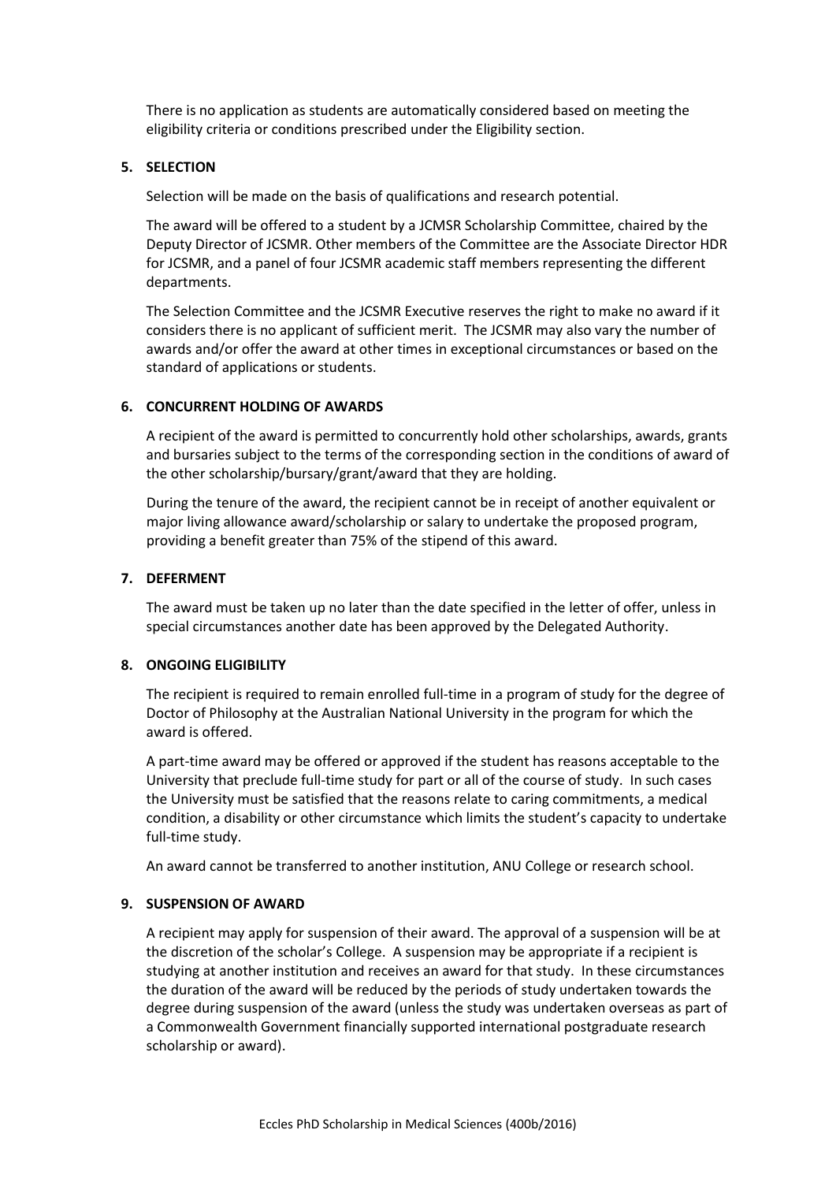There is no application as students are automatically considered based on meeting the eligibility criteria or conditions prescribed under the Eligibility section.

## 5. SELECTION

Selection will be made on the basis of qualifications and research potential.

The award will be offered to a student by a JCMSR Scholarship Committee, chaired by the Deputy Director of JCSMR. Other members of the Committee are the Associate Director HDR for JCSMR, and a panel of four JCSMR academic staff members representing the different departments.

The Selection Committee and the JCSMR Executive reserves the right to make no award if it considers there is no applicant of sufficient merit. The JCSMR may also vary the number of awards and/or offer the award at other times in exceptional circumstances or based on the standard of applications or students.

## 6. CONCURRENT HOLDING OF AWARDS

A recipient of the award is permitted to concurrently hold other scholarships, awards, grants and bursaries subject to the terms of the corresponding section in the conditions of award of the other scholarship/bursary/grant/award that they are holding.

During the tenure of the award, the recipient cannot be in receipt of another equivalent or major living allowance award/scholarship or salary to undertake the proposed program, providing a benefit greater than 75% of the stipend of this award.

## 7. DEFERMENT

The award must be taken up no later than the date specified in the letter of offer, unless in special circumstances another date has been approved by the Delegated Authority.

## 8. ONGOING ELIGIBILITY

The recipient is required to remain enrolled full-time in a program of study for the degree of Doctor of Philosophy at the Australian National University in the program for which the award is offered.

A part-time award may be offered or approved if the student has reasons acceptable to the University that preclude full-time study for part or all of the course of study. In such cases the University must be satisfied that the reasons relate to caring commitments, a medical condition, a disability or other circumstance which limits the student's capacity to undertake full-time study.

An award cannot be transferred to another institution, ANU College or research school.

## 9. SUSPENSION OF AWARD

A recipient may apply for suspension of their award. The approval of a suspension will be at the discretion of the scholar's College. A suspension may be appropriate if a recipient is studying at another institution and receives an award for that study. In these circumstances the duration of the award will be reduced by the periods of study undertaken towards the degree during suspension of the award (unless the study was undertaken overseas as part of a Commonwealth Government financially supported international postgraduate research scholarship or award).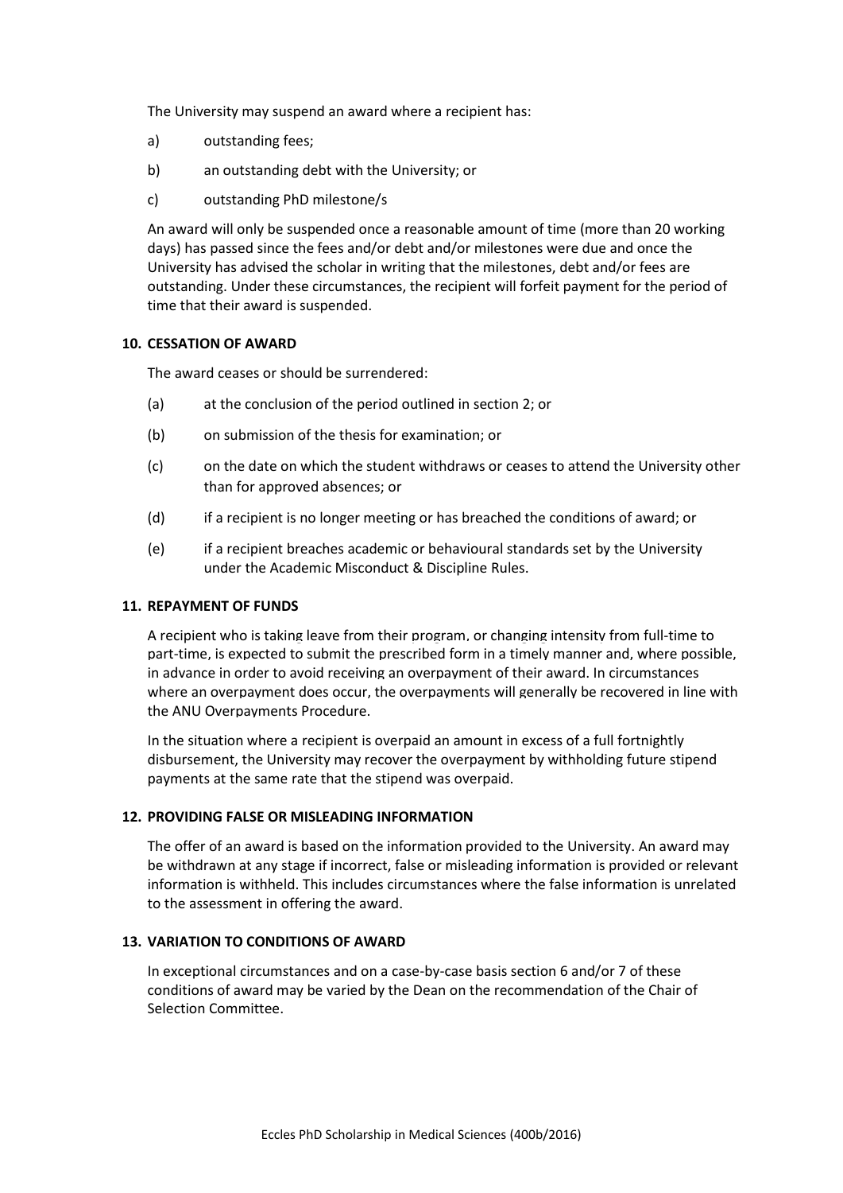The University may suspend an award where a recipient has:

a) outstanding fees;

b) an outstanding debt with the University; or

c) outstanding PhD milestone/s

An award will only be suspended once a reasonable amount of time (more than 20 working days) has passed since the fees and/or debt and/or milestones were due and once the University has advised the scholar in writing that the milestones, debt and/or fees are outstanding. Under these circumstances, the recipient will forfeit payment for the period of time that their award is suspended.

## 10. CESSATION OF AWARD

The award ceases or should be surrendered:

(a) at the conclusion of the period outlined in section 2; or

(b) on submission of the thesis for examination; or

(c) on the date on which the student withdraws or ceases to attend the University other than for approved absences; or

(d) if a recipient is no longer meeting or has breached the conditions of award; or

(e) if a recipient breaches academic or behavioural standards set by the University under the Academic Misconduct & Discipline Rules.

## 11. REPAYMENT OF FUNDS

A recipient who is taking leave from their program, or changing intensity from full-time to part-time, is expected to submit the prescribed form in a timely manner and, where possible, in advance in order to avoid receiving an overpayment of their award. In circumstances where an overpayment does occur, the overpayments will generally be recovered in line with the ANU Overpayments Procedure.

In the situation where a recipient is overpaid an amount in excess of a full fortnightly disbursement, the University may recover the overpayment by withholding future stipend payments at the same rate that the stipend was overpaid.

## 12. PROVIDING FALSE OR MISLEADING INFORMATION

The offer of an award is based on the information provided to the University. An award may be withdrawn at any stage if incorrect, false or misleading information is provided or relevant information is withheld. This includes circumstances where the false information is unrelated to the assessment in offering the award.

## 13. VARIATION TO CONDITIONS OF AWARD

In exceptional circumstances and on a case-by-case basis section 6 and/or 7 of these conditions of award may be varied by the Dean on the recommendation of the Chair of Selection Committee.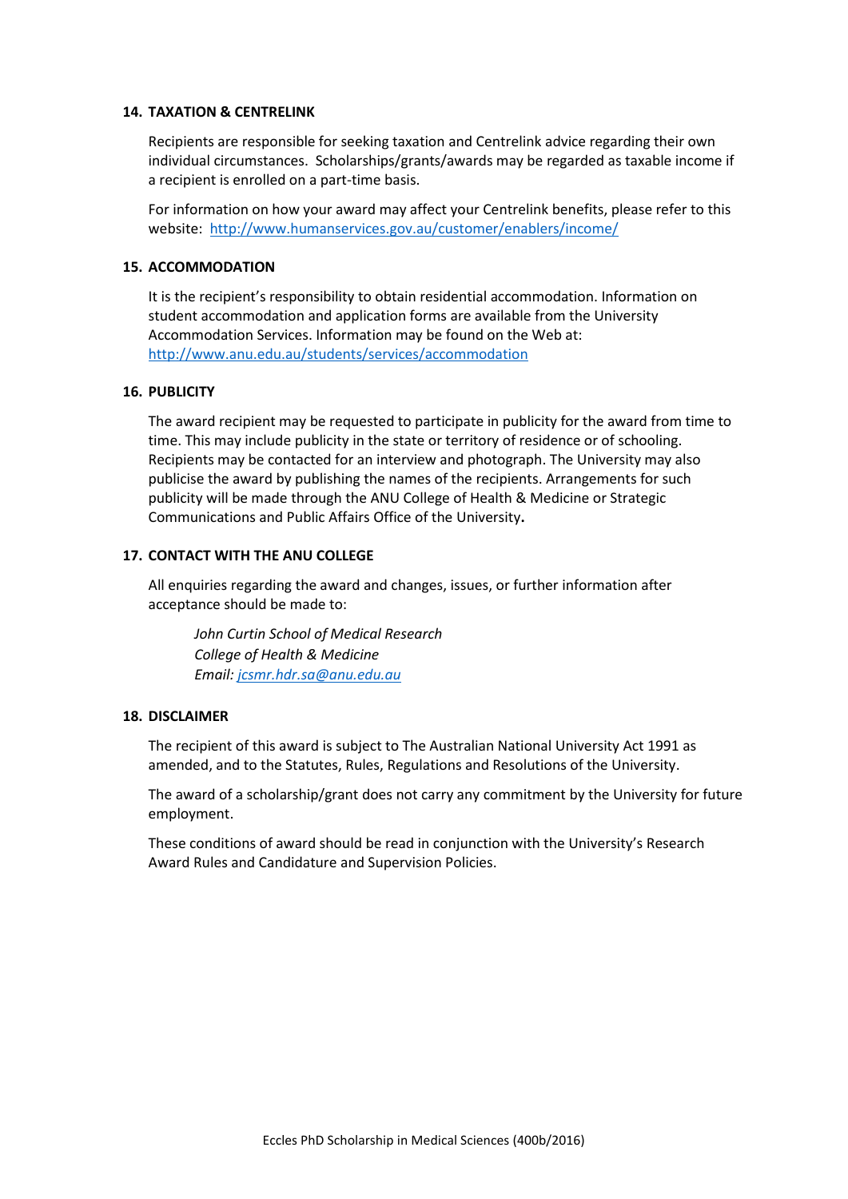## 14. TAXATION & CENTRELINK

Recipients are responsible for seeking taxation and Centrelink advice regarding their own individual circumstances. Scholarships/grants/awards may be regarded as taxable income if a recipient is enrolled on a part-time basis.

For information on how your award may affect your Centrelink benefits, please refer to this website: [http://www.humanservices.gov.au/customer/enablers/income/](http://www.humanservices.gov.au/customer/enablers/income/)

## 15. ACCOMMODATION

It is the recipient's responsibility to obtain residential accommodation. Information on student accommodation and application forms are available from the University Accommodation Services. Information may be found on the Web at: [http://www.anu.edu.au/students/services/accommodation](http://www.anu.edu.au/students/services/accommodation)

## 16. PUBLICITY

The award recipient may be requested to participate in publicity for the award from time to time. This may include publicity in the state or territory of residence or of schooling. Recipients may be contacted for an interview and photograph. The University may also publicise the award by publishing the names of the recipients. Arrangements for such publicity will be made through the ANU College of Health & Medicine or Strategic Communications and Public Affairs Office of the University**.**

## 17. CONTACT WITH THE ANU COLLEGE

All enquiries regarding the award and changes, issues, or further information after acceptance should be made to:

*John Curtin School of Medical Research*
*College of Health & Medicine*
*Email: [jcsmr.hdr.sa@anu.edu.au](mailto:jcsmr.hdr.sa@anu.edu.au)*

## 18. DISCLAIMER

The recipient of this award is subject to The Australian National University Act 1991 as amended, and to the Statutes, Rules, Regulations and Resolutions of the University.

The award of a scholarship/grant does not carry any commitment by the University for future employment.

These conditions of award should be read in conjunction with the University's Research Award Rules and Candidature and Supervision Policies.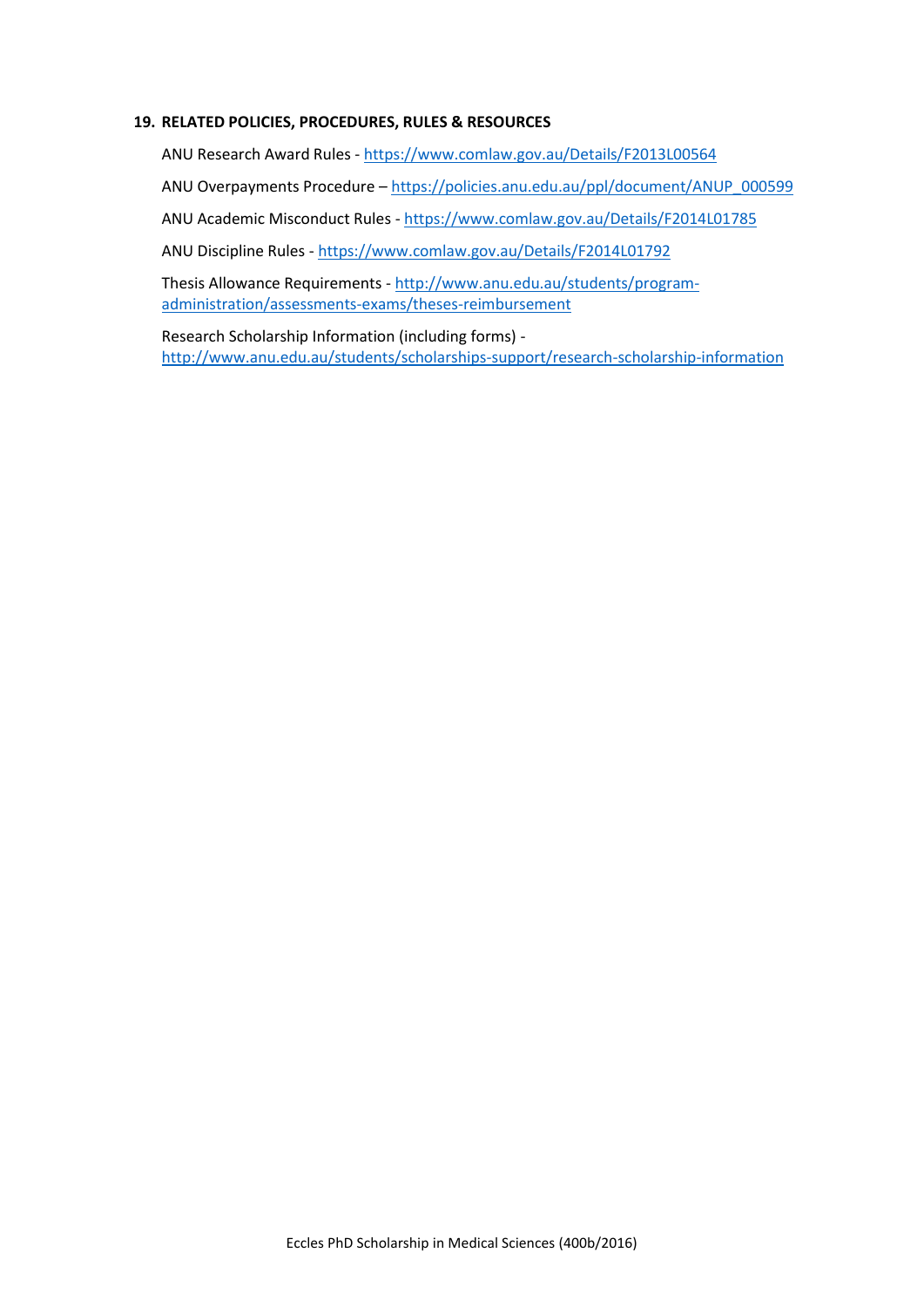## 19. RELATED POLICIES, PROCEDURES, RULES & RESOURCES

ANU Research Award Rules - https://www.comlaw.gov.au/Details/F2013L00564

ANU Overpayments Procedure – https://policies.anu.edu.au/ppl/document/ANUP_000599

ANU Academic Misconduct Rules - https://www.comlaw.gov.au/Details/F2014L01785

ANU Discipline Rules - https://www.comlaw.gov.au/Details/F2014L01792

Thesis Allowance Requirements - http://www.anu.edu.au/students/program-administration/assessments-exams/theses-reimbursement

Research Scholarship Information (including forms) - http://www.anu.edu.au/students/scholarships-support/research-scholarship-information